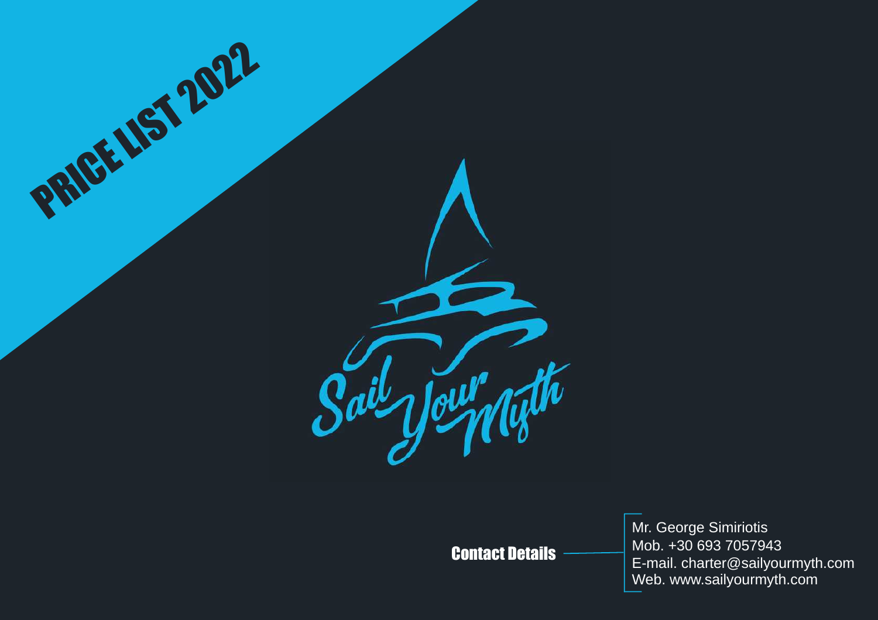# PRICE LIST 2022

Sail Your Myth

**Contact Details**

Mr. George Simiriotis
Mob. +30 693 7057943
E-mail. charter@sailyourmyth.com
Web. www.sailyourmyth.com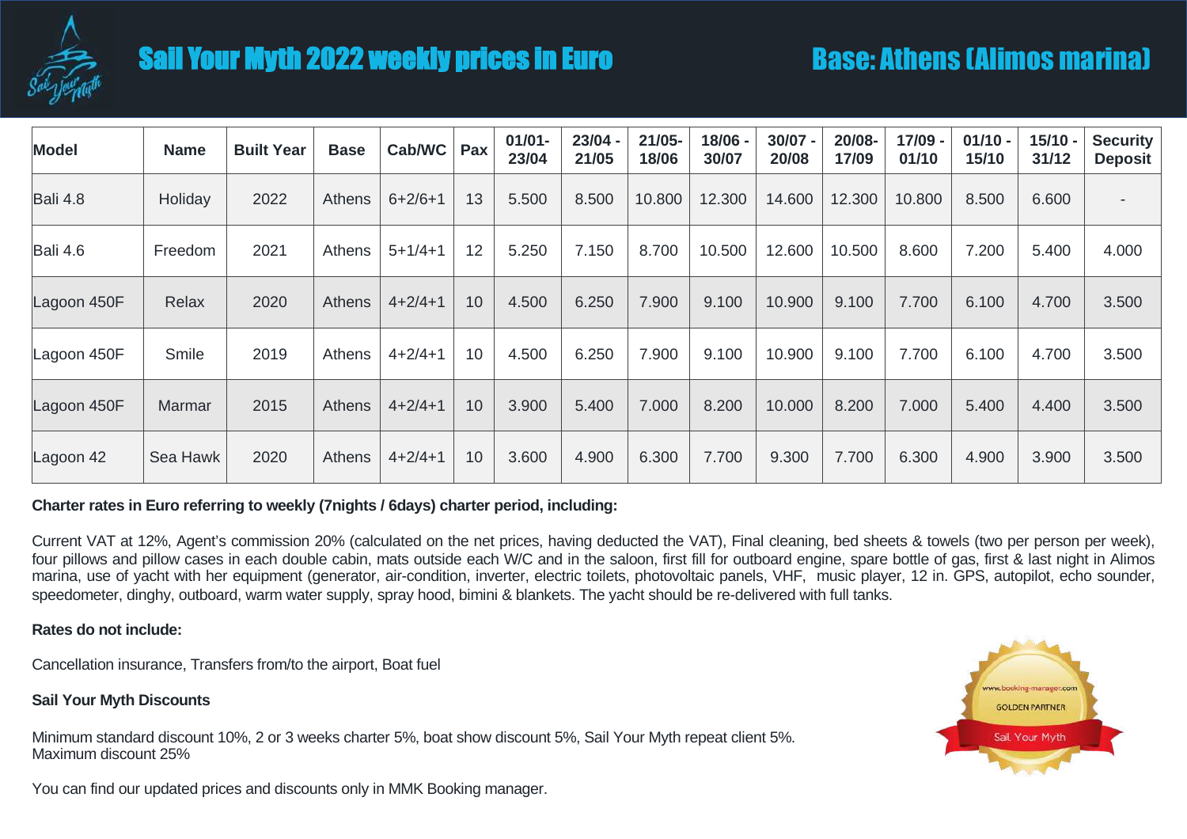# Sail Your Myth 2022 weekly prices in Euro

## Base: Athens (Alimos marina)

| Model | Name | Built Year | Base | Cab/WC | Pax | 01/01-23/04 | 23/04 - 21/05 | 21/05-18/06 | 18/06 - 30/07 | 30/07 - 20/08 | 20/08-17/09 | 17/09 - 01/10 | 01/10 - 15/10 | 15/10 - 31/12 | Security Deposit |
|---|---|---|---|---|---|---|---|---|---|---|---|---|---|---|---|
| Bali 4.8 | Holiday | 2022 | Athens | 6+2/6+1 | 13 | 5.500 | 8.500 | 10.800 | 12.300 | 14.600 | 12.300 | 10.800 | 8.500 | 6.600 | - |
| Bali 4.6 | Freedom | 2021 | Athens | 5+1/4+1 | 12 | 5.250 | 7.150 | 8.700 | 10.500 | 12.600 | 10.500 | 8.600 | 7.200 | 5.400 | 4.000 |
| Lagoon 450F | Relax | 2020 | Athens | 4+2/4+1 | 10 | 4.500 | 6.250 | 7.900 | 9.100 | 10.900 | 9.100 | 7.700 | 6.100 | 4.700 | 3.500 |
| Lagoon 450F | Smile | 2019 | Athens | 4+2/4+1 | 10 | 4.500 | 6.250 | 7.900 | 9.100 | 10.900 | 9.100 | 7.700 | 6.100 | 4.700 | 3.500 |
| Lagoon 450F | Marmar | 2015 | Athens | 4+2/4+1 | 10 | 3.900 | 5.400 | 7.000 | 8.200 | 10.000 | 8.200 | 7.000 | 5.400 | 4.400 | 3.500 |
| Lagoon 42 | Sea Hawk | 2020 | Athens | 4+2/4+1 | 10 | 3.600 | 4.900 | 6.300 | 7.700 | 9.300 | 7.700 | 6.300 | 4.900 | 3.900 | 3.500 |

**Charter rates in Euro referring to weekly (7nights / 6days) charter period, including:**

Current VAT at 12%, Agent's commission 20% (calculated on the net prices, having deducted the VAT), Final cleaning, bed sheets & towels (two per person per week), four pillows and pillow cases in each double cabin, mats outside each W/C and in the saloon, first fill for outboard engine, spare bottle of gas, first & last night in Alimos marina, use of yacht with her equipment (generator, air-condition, inverter, electric toilets, photovoltaic panels, VHF, music player, 12 in. GPS, autopilot, echo sounder, speedometer, dinghy, outboard, warm water supply, spray hood, bimini & blankets. The yacht should be re-delivered with full tanks.

**Rates do not include:**

Cancellation insurance, Transfers from/to the airport, Boat fuel

**Sail Your Myth Discounts**

Minimum standard discount 10%, 2 or 3 weeks charter 5%, boat show discount 5%, Sail Your Myth repeat client 5%.
Maximum discount 25%

You can find our updated prices and discounts only in MMK Booking manager.

www.booking-manager.com GOLDEN PARTNER Sail Your Myth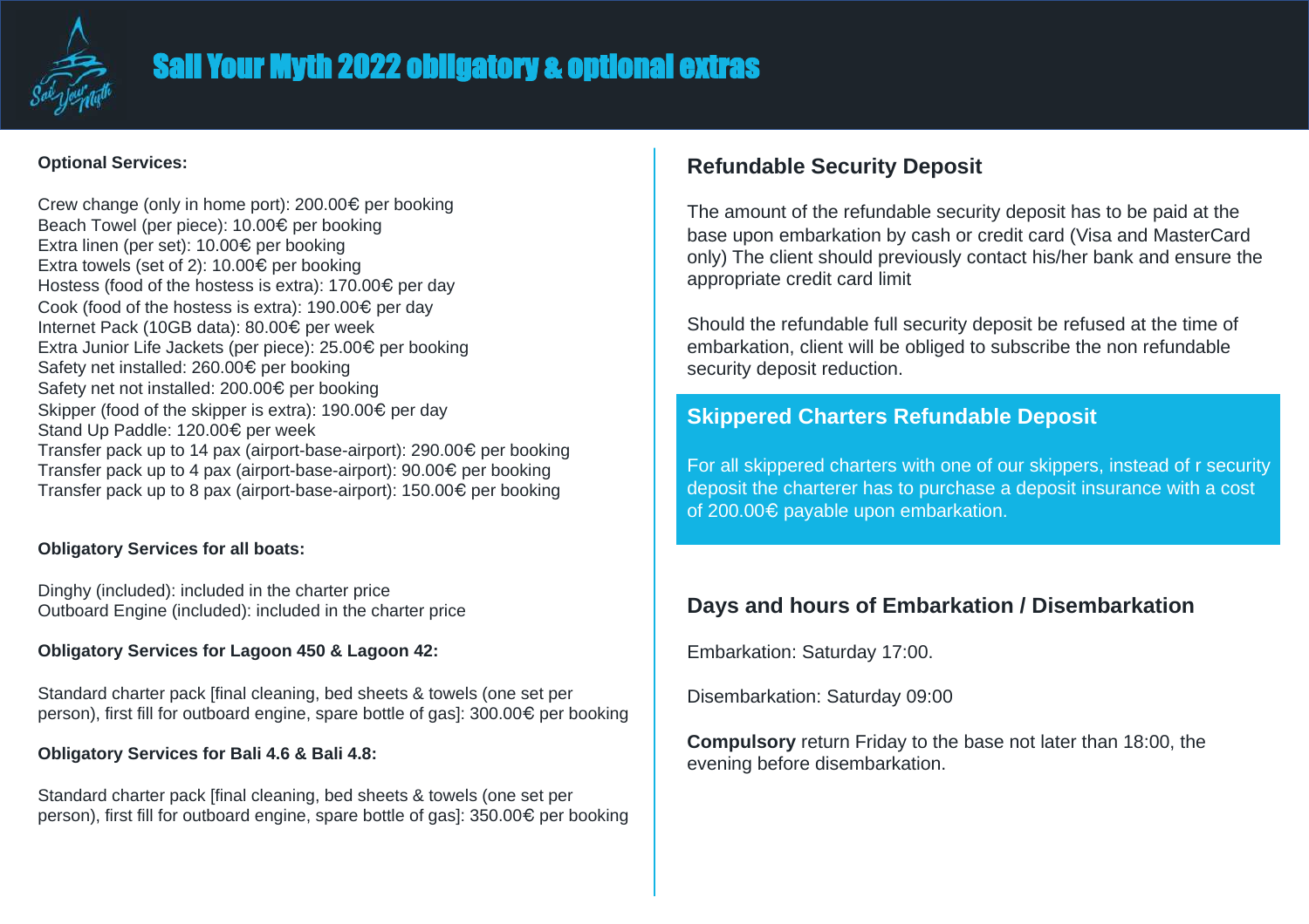# Sail Your Myth 2022 obligatory & optional extras

**Optional Services:**

Crew change (only in home port): 200.00€ per booking
Beach Towel (per piece): 10.00€ per booking
Extra linen (per set): 10.00€ per booking
Extra towels (set of 2): 10.00€ per booking
Hostess (food of the hostess is extra): 170.00€ per day
Cook (food of the hostess is extra): 190.00€ per day
Internet Pack (10GB data): 80.00€ per week
Extra Junior Life Jackets (per piece): 25.00€ per booking
Safety net installed: 260.00€ per booking
Safety net not installed: 200.00€ per booking
Skipper (food of the skipper is extra): 190.00€ per day
Stand Up Paddle: 120.00€ per week
Transfer pack up to 14 pax (airport-base-airport): 290.00€ per booking
Transfer pack up to 4 pax (airport-base-airport): 90.00€ per booking
Transfer pack up to 8 pax (airport-base-airport): 150.00€ per booking

**Obligatory Services for all boats:**

Dinghy (included): included in the charter price
Outboard Engine (included): included in the charter price

**Obligatory Services for Lagoon 450 & Lagoon 42:**

Standard charter pack [final cleaning, bed sheets & towels (one set per person), first fill for outboard engine, spare bottle of gas]: 300.00€ per booking

**Obligatory Services for Bali 4.6 & Bali 4.8:**

Standard charter pack [final cleaning, bed sheets & towels (one set per person), first fill for outboard engine, spare bottle of gas]: 350.00€ per booking

## Refundable Security Deposit

The amount of the refundable security deposit has to be paid at the base upon embarkation by cash or credit card (Visa and MasterCard only) The client should previously contact his/her bank and ensure the appropriate credit card limit

Should the refundable full security deposit be refused at the time of embarkation, client will be obliged to subscribe the non refundable security deposit reduction.

## Skippered Charters Refundable Deposit

For all skippered charters with one of our skippers, instead of r security deposit the charterer has to purchase a deposit insurance with a cost of 200.00€ payable upon embarkation.

## Days and hours of Embarkation / Disembarkation

Embarkation: Saturday 17:00.

Disembarkation: Saturday 09:00

**Compulsory** return Friday to the base not later than 18:00, the evening before disembarkation.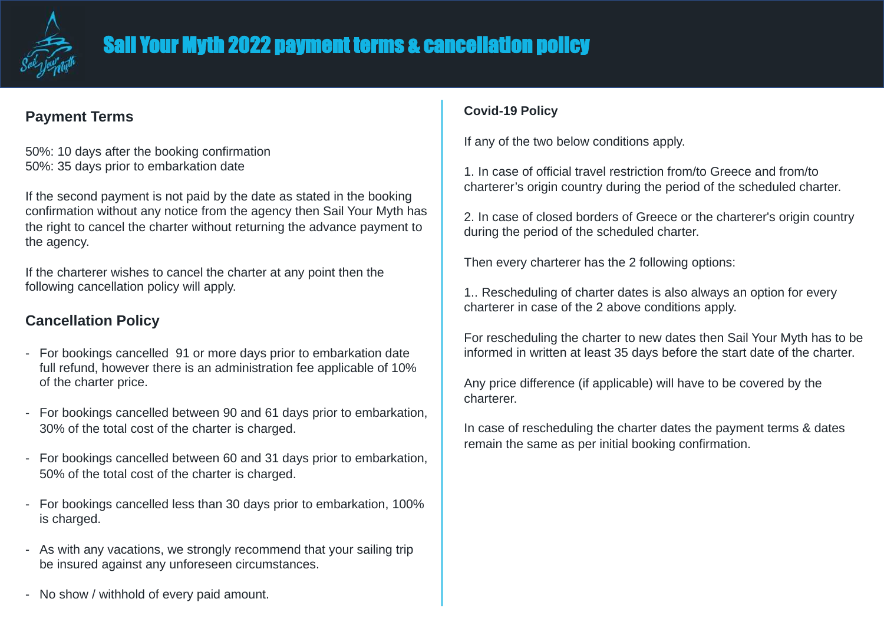// Sail Your Myth 2022 payment terms & cancellation policy

## Payment Terms

50%: 10 days after the booking confirmation
50%: 35 days prior to embarkation date

If the second payment is not paid by the date as stated in the booking confirmation without any notice from the agency then Sail Your Myth has the right to cancel the charter without returning the advance payment to the agency.

If the charterer wishes to cancel the charter at any point then the following cancellation policy will apply.

## Cancellation Policy

- For bookings cancelled  91 or more days prior to embarkation date full refund, however there is an administration fee applicable of 10% of the charter price.
- For bookings cancelled between 90 and 61 days prior to embarkation, 30% of the total cost of the charter is charged.
- For bookings cancelled between 60 and 31 days prior to embarkation, 50% of the total cost of the charter is charged.
- For bookings cancelled less than 30 days prior to embarkation, 100% is charged.
- As with any vacations, we strongly recommend that your sailing trip be insured against any unforeseen circumstances.
- No show / withhold of every paid amount.

### Covid-19 Policy

If any of the two below conditions apply.

1. In case of official travel restriction from/to Greece and from/to charterer's origin country during the period of the scheduled charter.

2. In case of closed borders of Greece or the charterer's origin country during the period of the scheduled charter.

Then every charterer has the 2 following options:

1.. Rescheduling of charter dates is also always an option for every charterer in case of the 2 above conditions apply.

For rescheduling the charter to new dates then Sail Your Myth has to be informed in written at least 35 days before the start date of the charter.

Any price difference (if applicable) will have to be covered by the charterer.

In case of rescheduling the charter dates the payment terms & dates remain the same as per initial booking confirmation.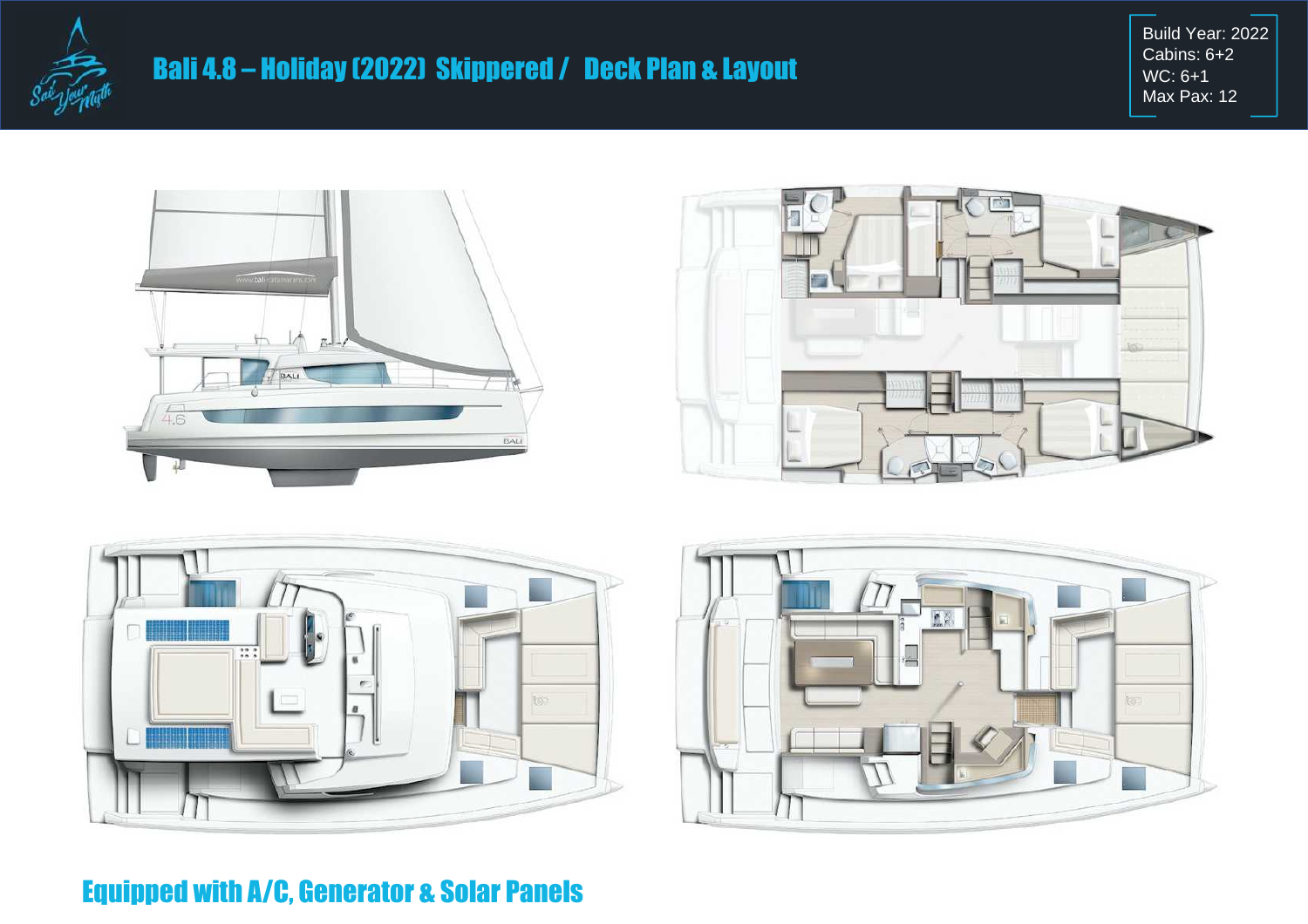# Bali 4.8 – Holiday (2022) Skippered / Deck Plan & Layout

Build Year: 2022
Cabins: 6+2
WC: 6+1
Max Pax: 12

## Equipped with A/C, Generator & Solar Panels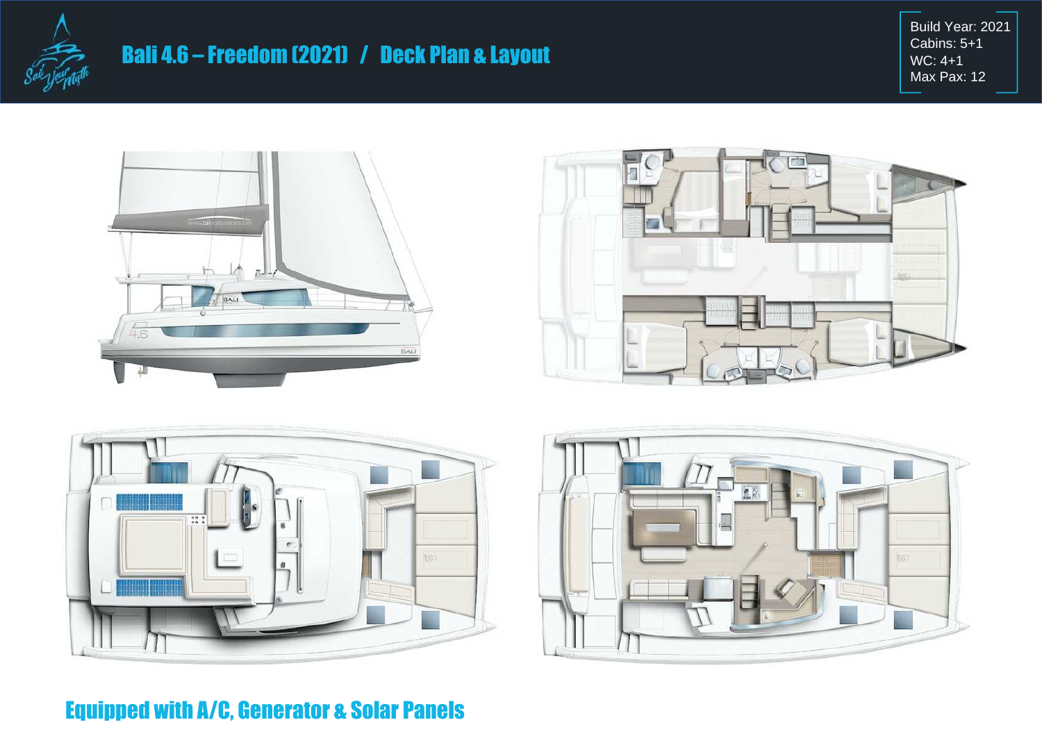# Bali 4.6 – Freedom (2021) / Deck Plan & Layout

Build Year: 2021
Cabins: 5+1
WC: 4+1
Max Pax: 12

## Equipped with A/C, Generator & Solar Panels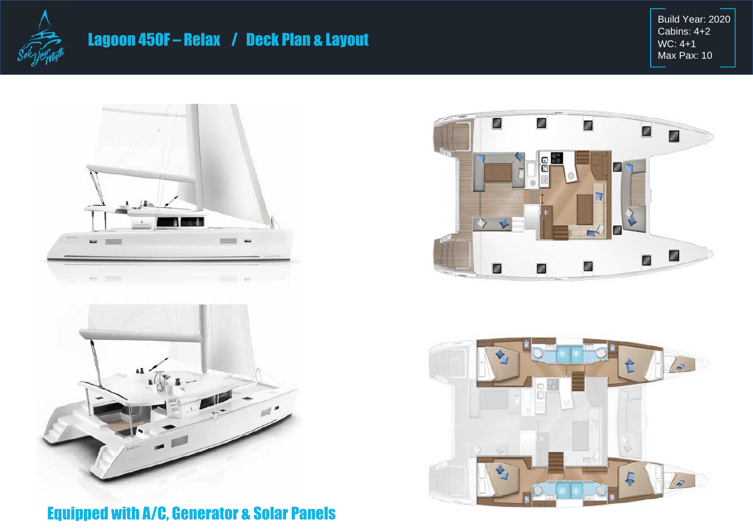# Lagoon 450F – Relax / Deck Plan & Layout

Build Year: 2020
Cabins: 4+2
WC: 4+1
Max Pax: 10

## Equipped with A/C, Generator & Solar Panels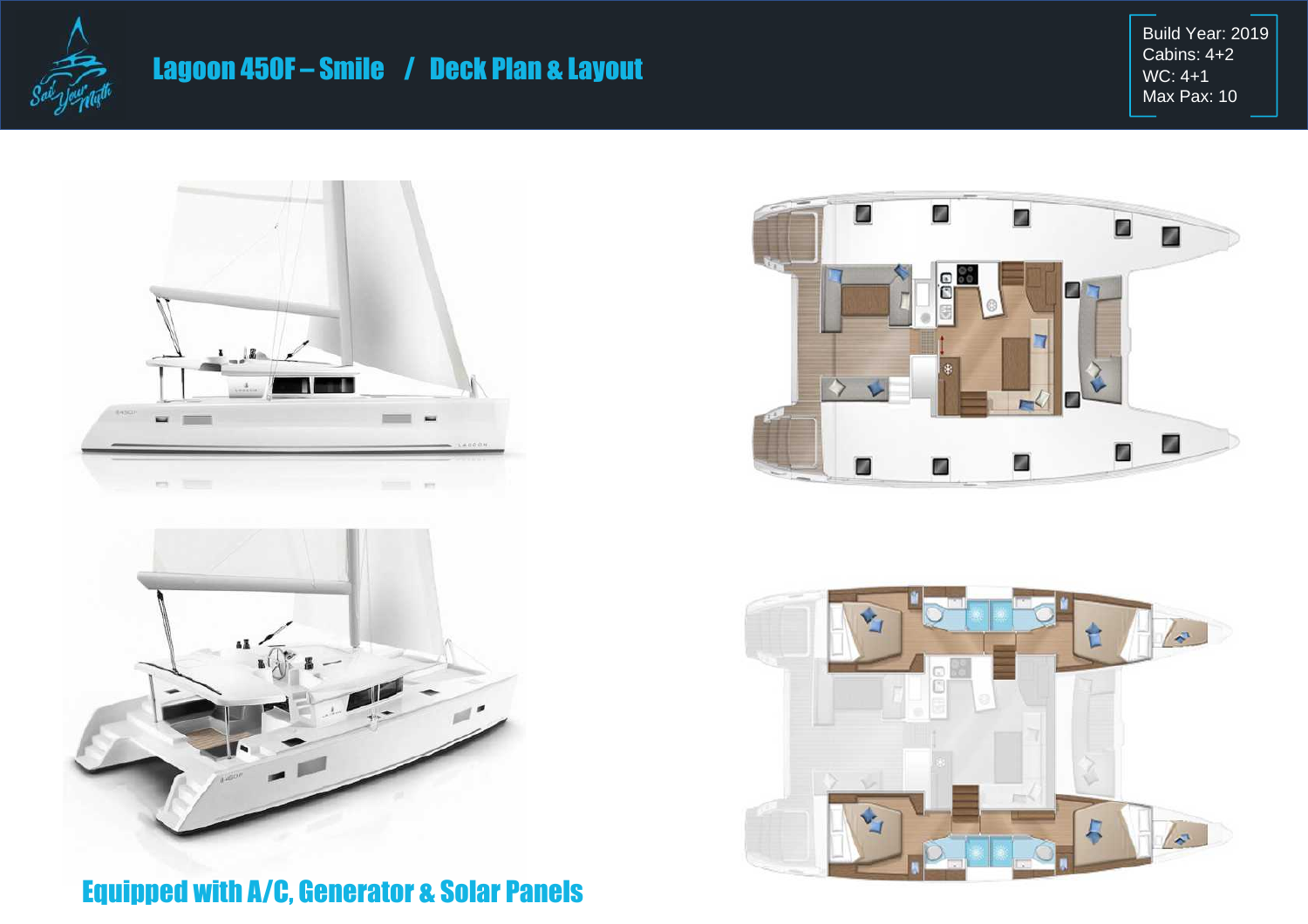# Lagoon 450F – Smile / Deck Plan & Layout

Build Year: 2019
Cabins: 4+2
WC: 4+1
Max Pax: 10

## Equipped with A/C, Generator & Solar Panels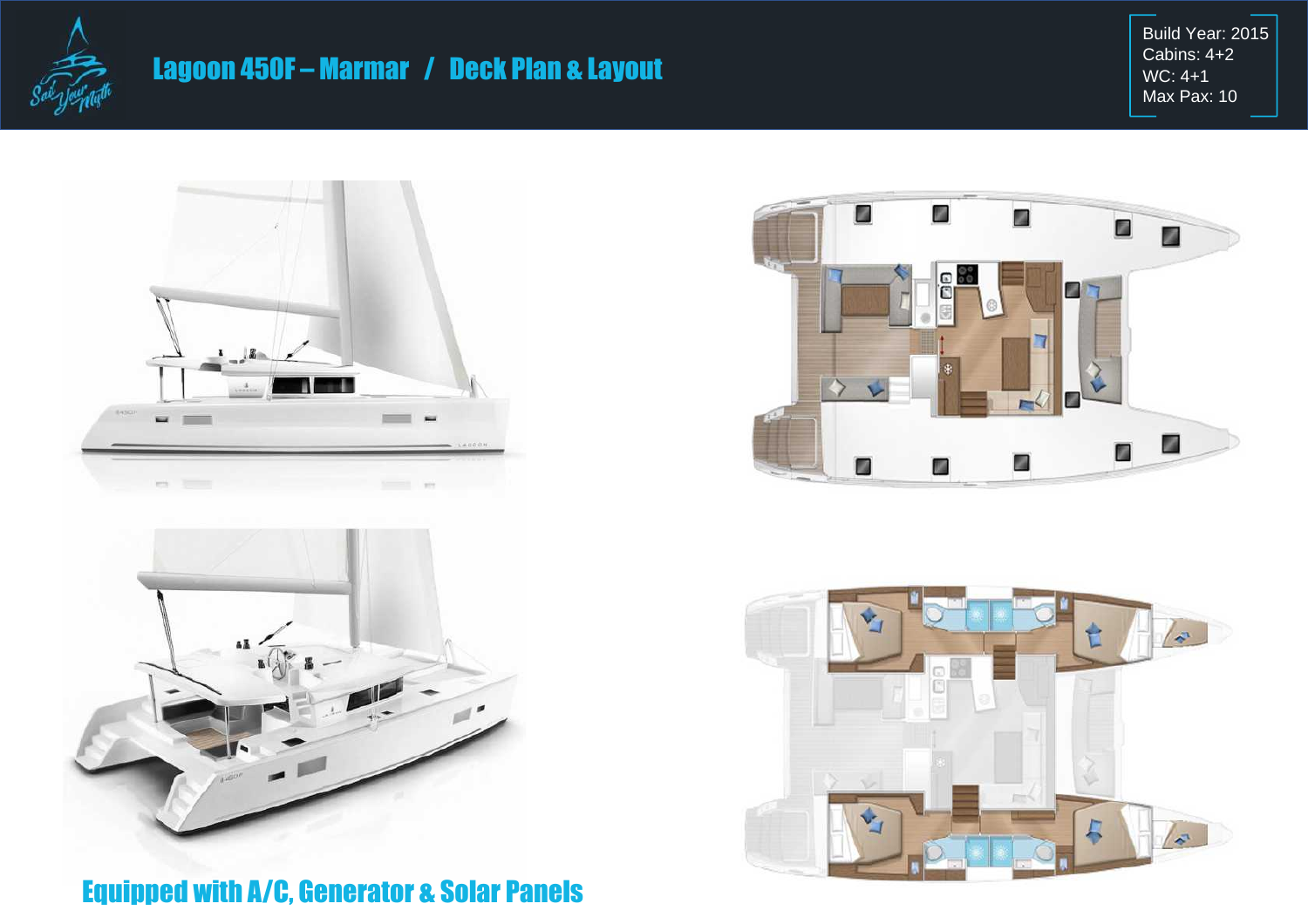# Lagoon 450F – Marmar / Deck Plan & Layout

Build Year: 2015
Cabins: 4+2
WC: 4+1
Max Pax: 10

## Equipped with A/C, Generator & Solar Panels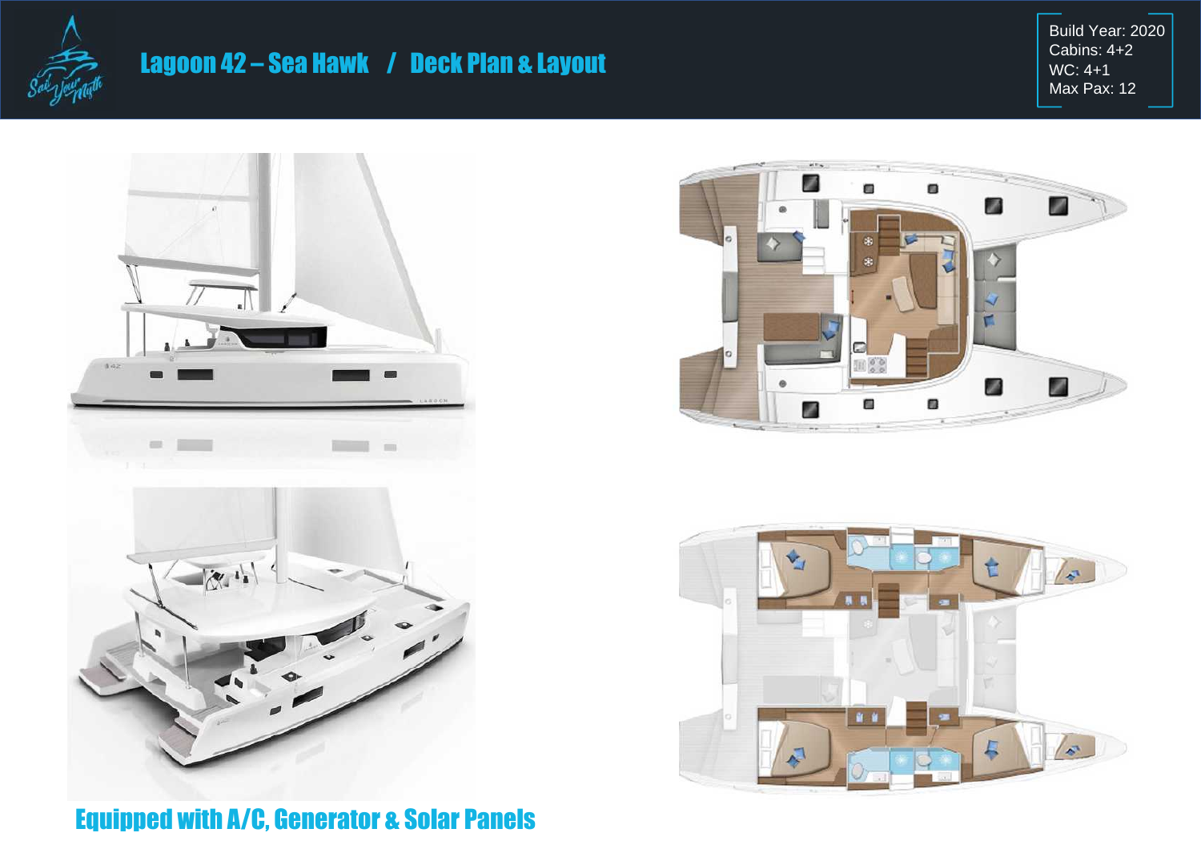# Lagoon 42 – Sea Hawk / Deck Plan & Layout

Build Year: 2020
Cabins: 4+2
WC: 4+1
Max Pax: 12

## Equipped with A/C, Generator & Solar Panels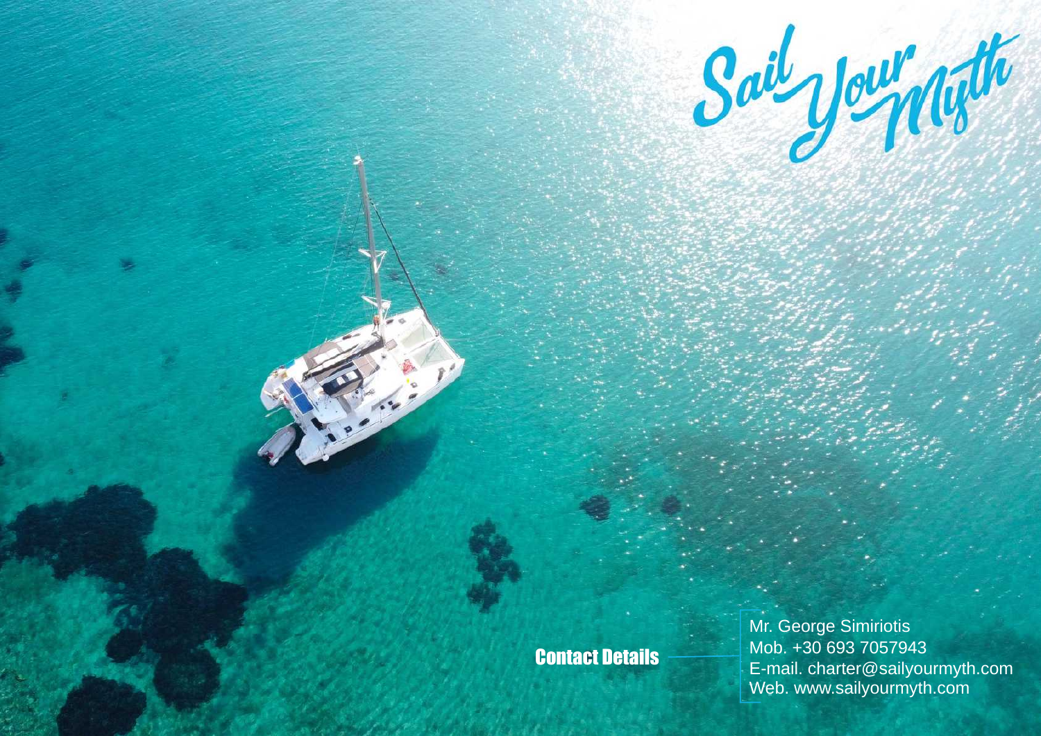Sail Your Myth

## Contact Details

Mr. George Simiriotis
Mob. +30 693 7057943
E-mail. charter@sailyourmyth.com
Web. www.sailyourmyth.com